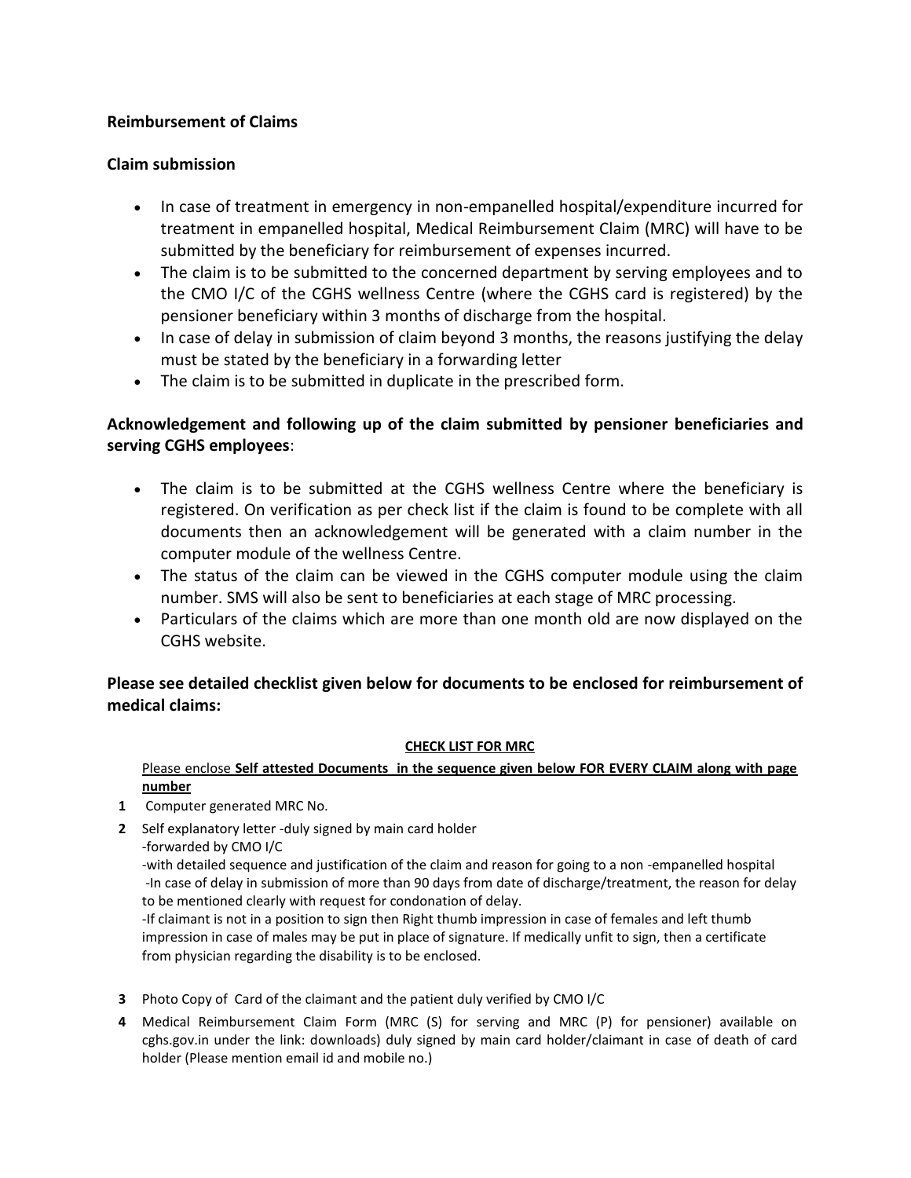**Reimbursement of Claims**

**Claim submission**

- In case of treatment in emergency in non-empanelled hospital/expenditure incurred for treatment in empanelled hospital, Medical Reimbursement Claim (MRC) will have to be submitted by the beneficiary for reimbursement of expenses incurred.
- The claim is to be submitted to the concerned department by serving employees and to the CMO I/C of the CGHS wellness Centre (where the CGHS card is registered) by the pensioner beneficiary within 3 months of discharge from the hospital.
- In case of delay in submission of claim beyond 3 months, the reasons justifying the delay must be stated by the beneficiary in a forwarding letter
- The claim is to be submitted in duplicate in the prescribed form.

**Acknowledgement and following up of the claim submitted by pensioner beneficiaries and serving CGHS employees**:

- The claim is to be submitted at the CGHS wellness Centre where the beneficiary is registered. On verification as per check list if the claim is found to be complete with all documents then an acknowledgement will be generated with a claim number in the computer module of the wellness Centre.
- The status of the claim can be viewed in the CGHS computer module using the claim number. SMS will also be sent to beneficiaries at each stage of MRC processing.
- Particulars of the claims which are more than one month old are now displayed on the CGHS website.

**Please see detailed checklist given below for documents to be enclosed for reimbursement of medical claims:**

**CHECK LIST FOR MRC**

Please enclose **Self attested Documents in the sequence given below FOR EVERY CLAIM along with page number**

**1** Computer generated MRC No.

**2** Self explanatory letter -duly signed by main card holder
-forwarded by CMO I/C
-with detailed sequence and justification of the claim and reason for going to a non -empanelled hospital
-In case of delay in submission of more than 90 days from date of discharge/treatment, the reason for delay to be mentioned clearly with request for condonation of delay.
-If claimant is not in a position to sign then Right thumb impression in case of females and left thumb impression in case of males may be put in place of signature. If medically unfit to sign, then a certificate from physician regarding the disability is to be enclosed.

**3** Photo Copy of Card of the claimant and the patient duly verified by CMO I/C

**4** Medical Reimbursement Claim Form (MRC (S) for serving and MRC (P) for pensioner) available on cghs.gov.in under the link: downloads) duly signed by main card holder/claimant in case of death of card holder (Please mention email id and mobile no.)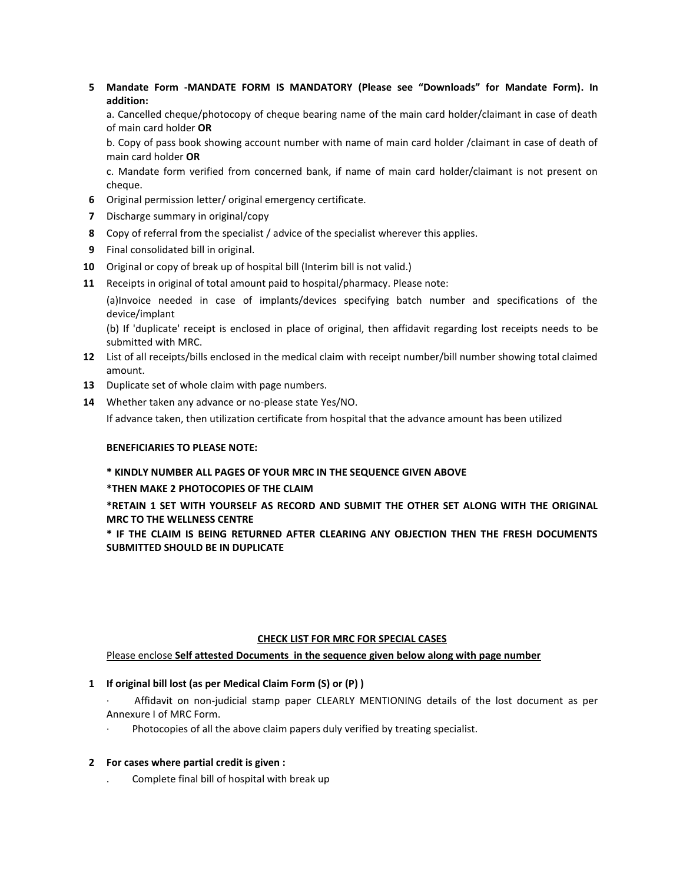5. **Mandate Form -MANDATE FORM IS MANDATORY (Please see "Downloads" for Mandate Form). In addition:**

   a. Cancelled cheque/photocopy of cheque bearing name of the main card holder/claimant in case of death of main card holder **OR**

   b. Copy of pass book showing account number with name of main card holder /claimant in case of death of main card holder **OR**

   c. Mandate form verified from concerned bank, if name of main card holder/claimant is not present on cheque.
6. Original permission letter/ original emergency certificate.
7. Discharge summary in original/copy
8. Copy of referral from the specialist / advice of the specialist wherever this applies.
9. Final consolidated bill in original.
10. Original or copy of break up of hospital bill (Interim bill is not valid.)
11. Receipts in original of total amount paid to hospital/pharmacy. Please note:

    (a)Invoice needed in case of implants/devices specifying batch number and specifications of the device/implant

    (b) If 'duplicate' receipt is enclosed in place of original, then affidavit regarding lost receipts needs to be submitted with MRC.
12. List of all receipts/bills enclosed in the medical claim with receipt number/bill number showing total claimed amount.
13. Duplicate set of whole claim with page numbers.
14. Whether taken any advance or no-please state Yes/NO.

    If advance taken, then utilization certificate from hospital that the advance amount has been utilized

**BENEFICIARIES TO PLEASE NOTE:**

**\* KINDLY NUMBER ALL PAGES OF YOUR MRC IN THE SEQUENCE GIVEN ABOVE**

**\*THEN MAKE 2 PHOTOCOPIES OF THE CLAIM**

**\*RETAIN 1 SET WITH YOURSELF AS RECORD AND SUBMIT THE OTHER SET ALONG WITH THE ORIGINAL MRC TO THE WELLNESS CENTRE**

**\* IF THE CLAIM IS BEING RETURNED AFTER CLEARING ANY OBJECTION THEN THE FRESH DOCUMENTS SUBMITTED SHOULD BE IN DUPLICATE**

## CHECK LIST FOR MRC FOR SPECIAL CASES

Please enclose **Self attested Documents in the sequence given below along with page number**

1. **If original bill lost (as per Medical Claim Form (S) or (P) )**
   - Affidavit on non-judicial stamp paper CLEARLY MENTIONING details of the lost document as per Annexure I of MRC Form.
   - Photocopies of all the above claim papers duly verified by treating specialist.
2. **For cases where partial credit is given :**
   - Complete final bill of hospital with break up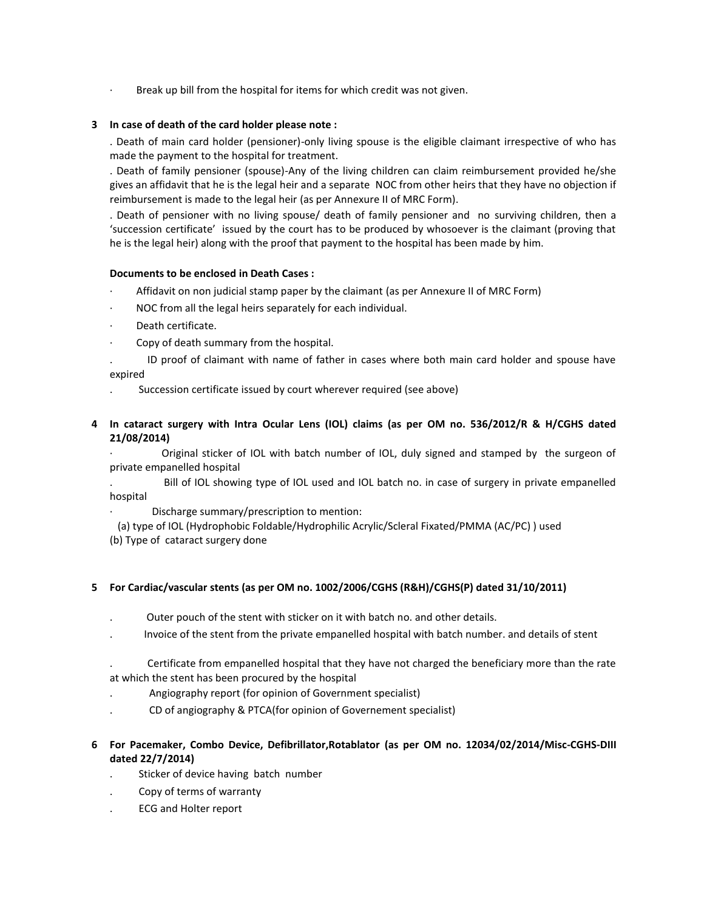- Break up bill from the hospital for items for which credit was not given.

**3 In case of death of the card holder please note :**

. Death of main card holder (pensioner)-only living spouse is the eligible claimant irrespective of who has made the payment to the hospital for treatment.

. Death of family pensioner (spouse)-Any of the living children can claim reimbursement provided he/she gives an affidavit that he is the legal heir and a separate NOC from other heirs that they have no objection if reimbursement is made to the legal heir (as per Annexure II of MRC Form).

. Death of pensioner with no living spouse/ death of family pensioner and no surviving children, then a 'succession certificate' issued by the court has to be produced by whosoever is the claimant (proving that he is the legal heir) along with the proof that payment to the hospital has been made by him.

**Documents to be enclosed in Death Cases :**

- Affidavit on non judicial stamp paper by the claimant (as per Annexure II of MRC Form)
- NOC from all the legal heirs separately for each individual.
- Death certificate.
- Copy of death summary from the hospital.
- ID proof of claimant with name of father in cases where both main card holder and spouse have expired
- Succession certificate issued by court wherever required (see above)

**4 In cataract surgery with Intra Ocular Lens (IOL) claims (as per OM no. 536/2012/R & H/CGHS dated 21/08/2014)**

- Original sticker of IOL with batch number of IOL, duly signed and stamped by the surgeon of private empanelled hospital
- Bill of IOL showing type of IOL used and IOL batch no. in case of surgery in private empanelled hospital
- Discharge summary/prescription to mention:

(a) type of IOL (Hydrophobic Foldable/Hydrophilic Acrylic/Scleral Fixated/PMMA (AC/PC) ) used

(b) Type of cataract surgery done

**5 For Cardiac/vascular stents (as per OM no. 1002/2006/CGHS (R&H)/CGHS(P) dated 31/10/2011)**

- Outer pouch of the stent with sticker on it with batch no. and other details.
- Invoice of the stent from the private empanelled hospital with batch number. and details of stent
- Certificate from empanelled hospital that they have not charged the beneficiary more than the rate at which the stent has been procured by the hospital
- Angiography report (for opinion of Government specialist)
- CD of angiography & PTCA(for opinion of Governement specialist)

**6 For Pacemaker, Combo Device, Defibrillator,Rotablator (as per OM no. 12034/02/2014/Misc-CGHS-DIII dated 22/7/2014)**

- Sticker of device having batch number
- Copy of terms of warranty
- ECG and Holter report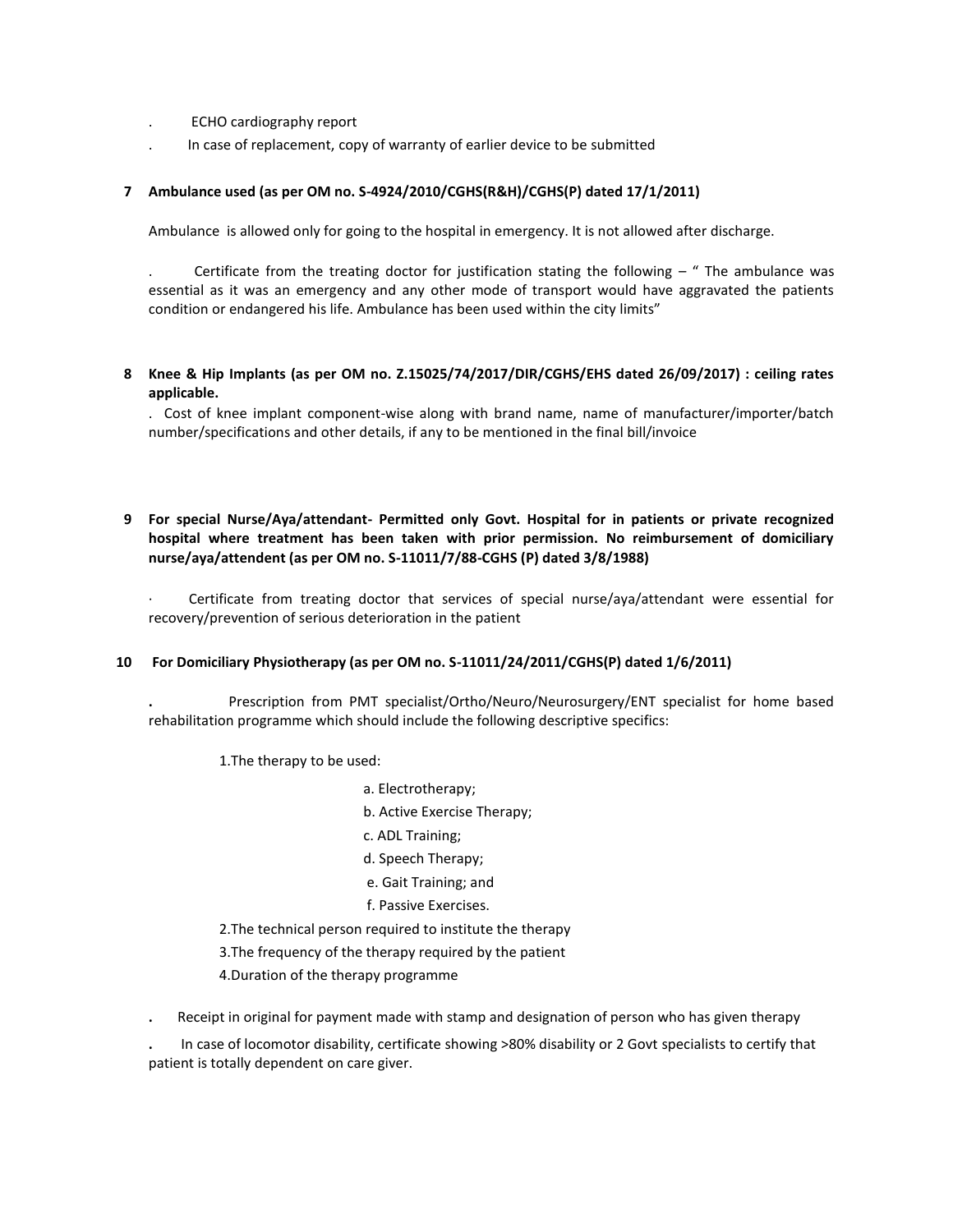- ECHO cardiography report
- In case of replacement, copy of warranty of earlier device to be submitted

**7 Ambulance used (as per OM no. S-4924/2010/CGHS(R&H)/CGHS(P) dated 17/1/2011)**

Ambulance is allowed only for going to the hospital in emergency. It is not allowed after discharge.

- Certificate from the treating doctor for justification stating the following – " The ambulance was essential as it was an emergency and any other mode of transport would have aggravated the patients condition or endangered his life. Ambulance has been used within the city limits"

**8 Knee & Hip Implants (as per OM no. Z.15025/74/2017/DIR/CGHS/EHS dated 26/09/2017) : ceiling rates applicable.**

- Cost of knee implant component-wise along with brand name, name of manufacturer/importer/batch number/specifications and other details, if any to be mentioned in the final bill/invoice

**9 For special Nurse/Aya/attendant- Permitted only Govt. Hospital for in patients or private recognized hospital where treatment has been taken with prior permission. No reimbursement of domiciliary nurse/aya/attendent (as per OM no. S-11011/7/88-CGHS (P) dated 3/8/1988)**

- Certificate from treating doctor that services of special nurse/aya/attendant were essential for recovery/prevention of serious deterioration in the patient

**10 For Domiciliary Physiotherapy (as per OM no. S-11011/24/2011/CGHS(P) dated 1/6/2011)**

- Prescription from PMT specialist/Ortho/Neuro/Neurosurgery/ENT specialist for home based rehabilitation programme which should include the following descriptive specifics:

  1. The therapy to be used:
     - a. Electrotherapy;
     - b. Active Exercise Therapy;
     - c. ADL Training;
     - d. Speech Therapy;
     - e. Gait Training; and
     - f. Passive Exercises.
  2. The technical person required to institute the therapy
  3. The frequency of the therapy required by the patient
  4. Duration of the therapy programme

- Receipt in original for payment made with stamp and designation of person who has given therapy
- In case of locomotor disability, certificate showing >80% disability or 2 Govt specialists to certify that patient is totally dependent on care giver.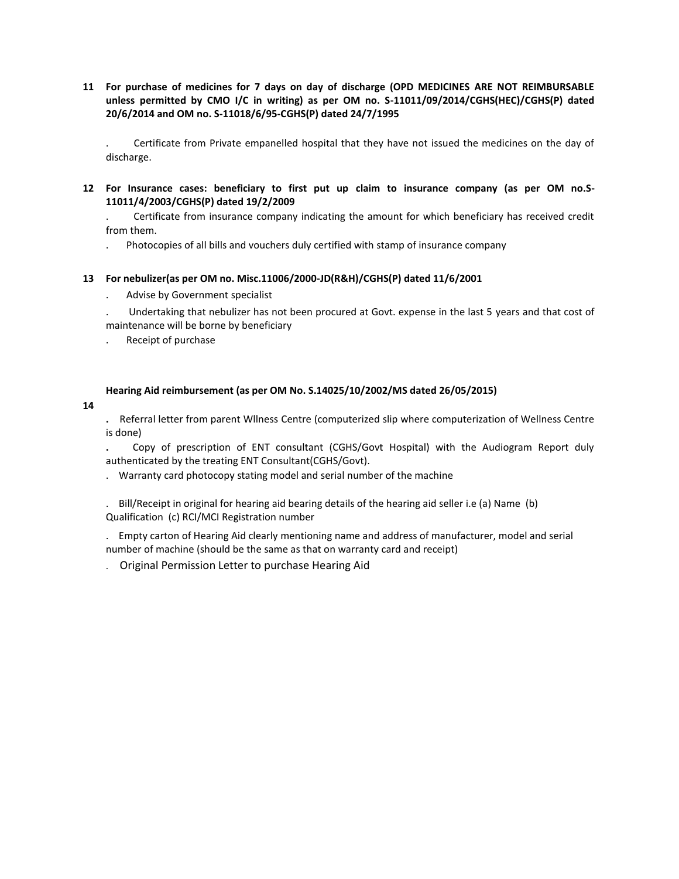**11 For purchase of medicines for 7 days on day of discharge (OPD MEDICINES ARE NOT REIMBURSABLE unless permitted by CMO I/C in writing) as per OM no. S-11011/09/2014/CGHS(HEC)/CGHS(P) dated 20/6/2014 and OM no. S-11018/6/95-CGHS(P) dated 24/7/1995**

- Certificate from Private empanelled hospital that they have not issued the medicines on the day of discharge.

**12 For Insurance cases: beneficiary to first put up claim to insurance company (as per OM no.S-11011/4/2003/CGHS(P) dated 19/2/2009**

- Certificate from insurance company indicating the amount for which beneficiary has received credit from them.
- Photocopies of all bills and vouchers duly certified with stamp of insurance company

**13 For nebulizer(as per OM no. Misc.11006/2000-JD(R&H)/CGHS(P) dated 11/6/2001**

- Advise by Government specialist
- Undertaking that nebulizer has not been procured at Govt. expense in the last 5 years and that cost of maintenance will be borne by beneficiary
- Receipt of purchase

**14 Hearing Aid reimbursement (as per OM No. S.14025/10/2002/MS dated 26/05/2015)**

- Referral letter from parent Wllness Centre (computerized slip where computerization of Wellness Centre is done)
- Copy of prescription of ENT consultant (CGHS/Govt Hospital) with the Audiogram Report duly authenticated by the treating ENT Consultant(CGHS/Govt).
- Warranty card photocopy stating model and serial number of the machine
- Bill/Receipt in original for hearing aid bearing details of the hearing aid seller i.e (a) Name (b) Qualification (c) RCI/MCI Registration number
- Empty carton of Hearing Aid clearly mentioning name and address of manufacturer, model and serial number of machine (should be the same as that on warranty card and receipt)
- Original Permission Letter to purchase Hearing Aid